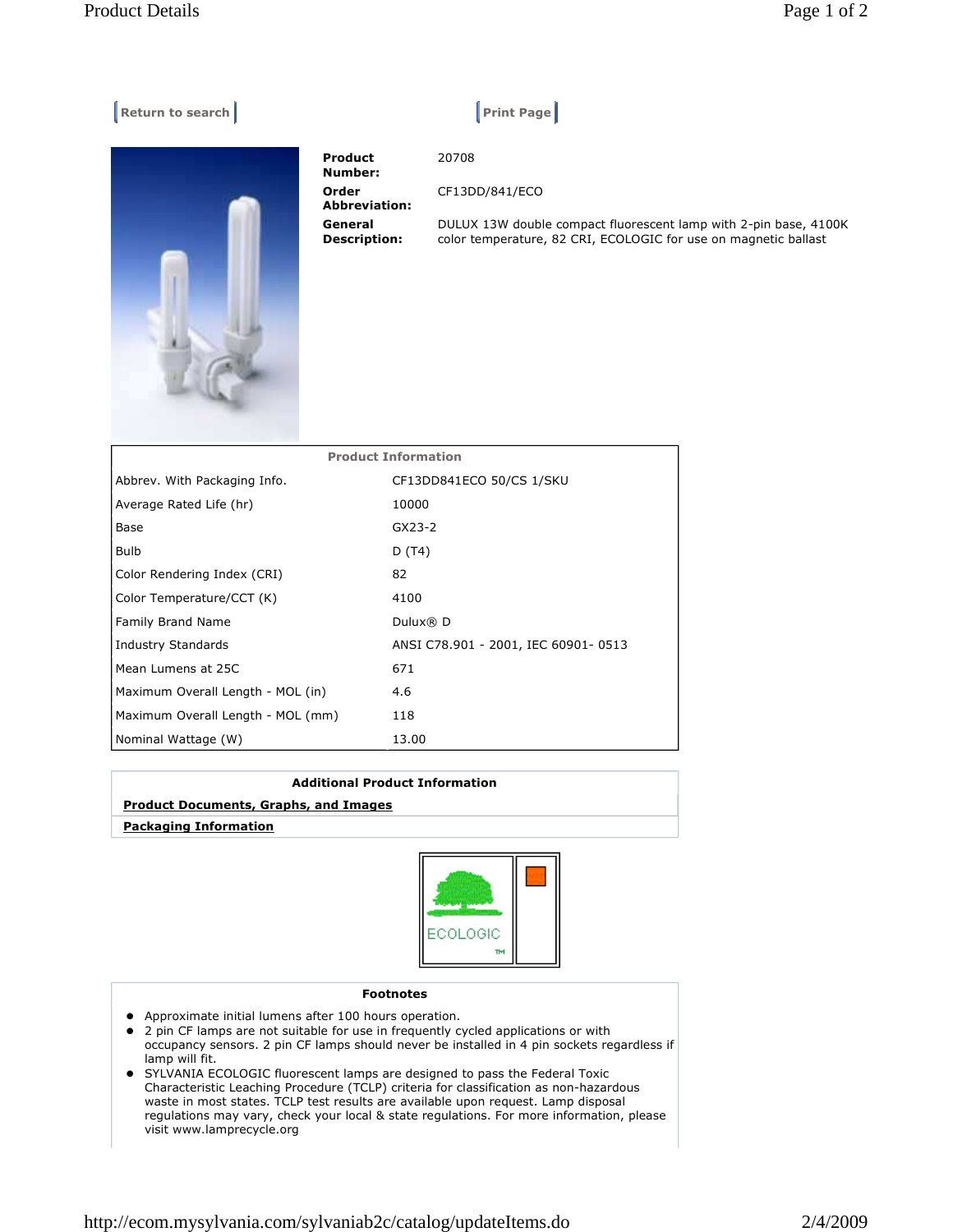Return to search | Print Page

**Product Number:** 20708

**Order Abbreviation:** CF13DD/841/ECO

**General Description:** DULUX 13W double compact fluorescent lamp with 2-pin base, 4100K color temperature, 82 CRI, ECOLOGIC for use on magnetic ballast

| Product Information | |
|---|---|
| Abbrev. With Packaging Info. | CF13DD841ECO 50/CS 1/SKU |
| Average Rated Life (hr) | 10000 |
| Base | GX23-2 |
| Bulb | D (T4) |
| Color Rendering Index (CRI) | 82 |
| Color Temperature/CCT (K) | 4100 |
| Family Brand Name | Dulux® D |
| Industry Standards | ANSI C78.901 - 2001, IEC 60901- 0513 |
| Mean Lumens at 25C | 671 |
| Maximum Overall Length - MOL (in) | 4.6 |
| Maximum Overall Length - MOL (mm) | 118 |
| Nominal Wattage (W) | 13.00 |

**Additional Product Information**

**Product Documents, Graphs, and Images**

**Packaging Information**

ECOLOGIC™

**Footnotes**

- Approximate initial lumens after 100 hours operation.
- 2 pin CF lamps are not suitable for use in frequently cycled applications or with occupancy sensors. 2 pin CF lamps should never be installed in 4 pin sockets regardless if lamp will fit.
- SYLVANIA ECOLOGIC fluorescent lamps are designed to pass the Federal Toxic Characteristic Leaching Procedure (TCLP) criteria for classification as non-hazardous waste in most states. TCLP test results are available upon request. Lamp disposal regulations may vary, check your local & state regulations. For more information, please visit www.lamprecycle.org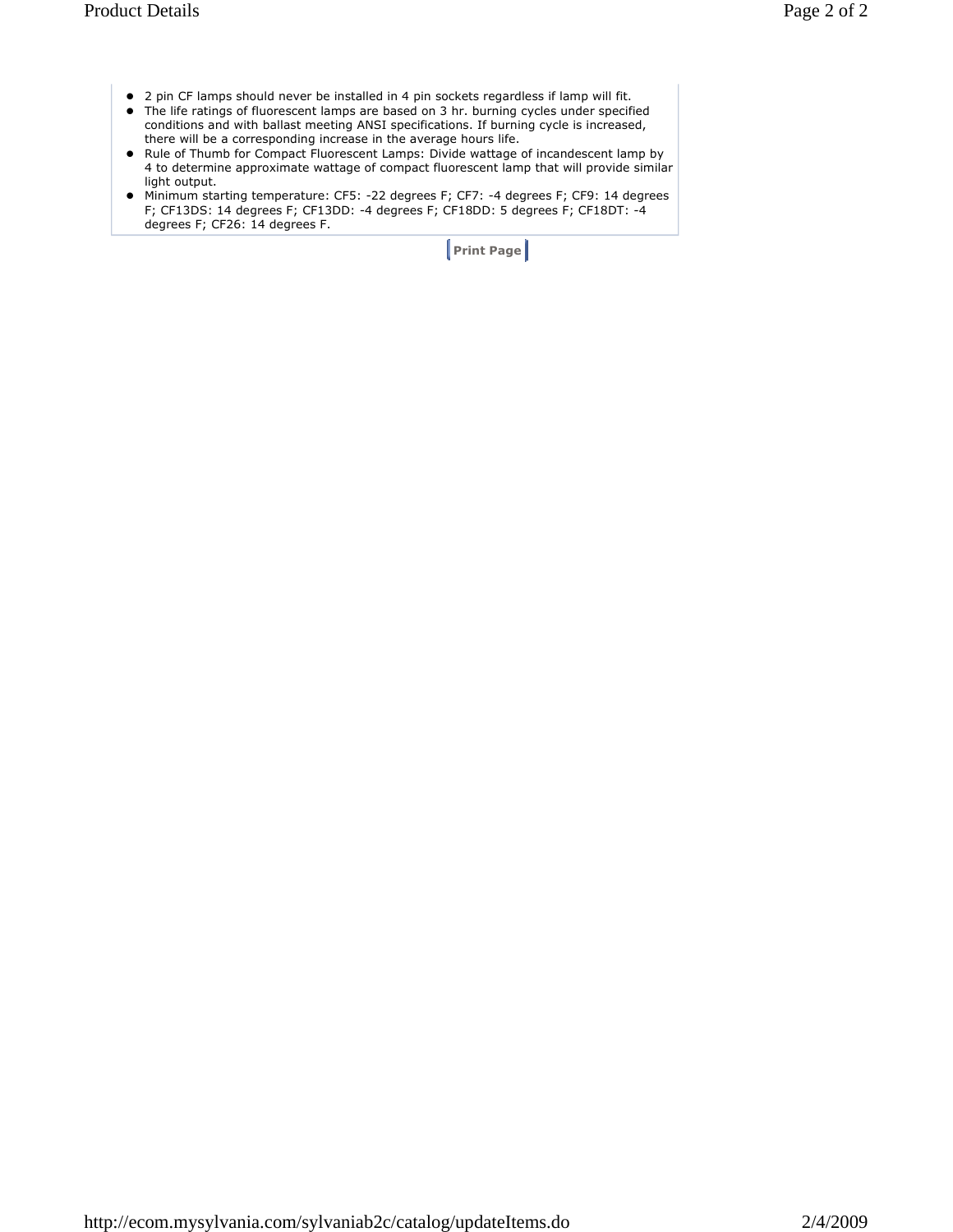- 2 pin CF lamps should never be installed in 4 pin sockets regardless if lamp will fit.
- The life ratings of fluorescent lamps are based on 3 hr. burning cycles under specified conditions and with ballast meeting ANSI specifications. If burning cycle is increased, there will be a corresponding increase in the average hours life.
- Rule of Thumb for Compact Fluorescent Lamps: Divide wattage of incandescent lamp by 4 to determine approximate wattage of compact fluorescent lamp that will provide similar light output.
- Minimum starting temperature: CF5: -22 degrees F; CF7: -4 degrees F; CF9: 14 degrees F; CF13DS: 14 degrees F; CF13DD: -4 degrees F; CF18DD: 5 degrees F; CF18DT: -4 degrees F; CF26: 14 degrees F.

Print Page